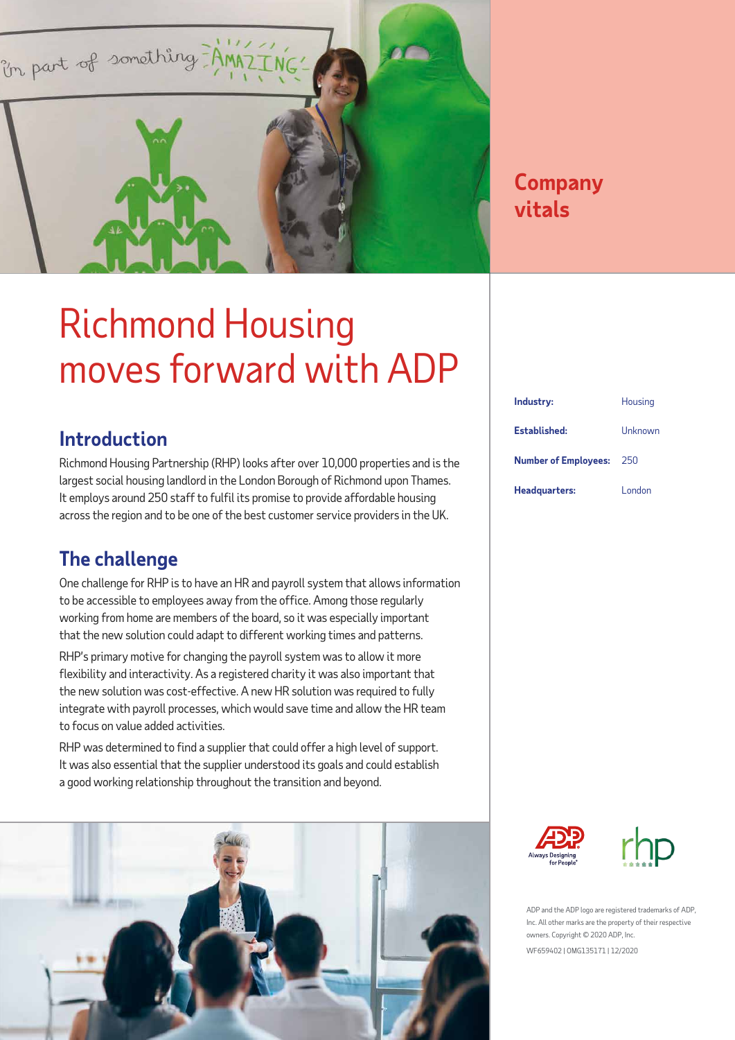# Richmond Housing moves forward with ADP

## Introduction

Richmond Housing Partnership (RHP) looks after over 10,000 properties and is the largest social housing landlord in the London Borough of Richmond upon Thames. It employs around 250 staff to fulfil its promise to provide affordable housing across the region and to be one of the best customer service providers in the UK.

## The challenge

One challenge for RHP is to have an HR and payroll system that allows information to be accessible to employees away from the office. Among those regularly working from home are members of the board, so it was especially important that the new solution could adapt to different working times and patterns.

RHP's primary motive for changing the payroll system was to allow it more flexibility and interactivity. As a registered charity it was also important that the new solution was cost-effective. A new HR solution was required to fully integrate with payroll processes, which would save time and allow the HR team to focus on value added activities.

RHP was determined to find a supplier that could offer a high level of support. It was also essential that the supplier understood its goals and could establish a good working relationship throughout the transition and beyond.

## Company vitals

| | |
|---|---|
| **Industry:** | Housing |
| **Established:** | Unknown |
| **Number of Employees:** | 250 |
| **Headquarters:** | London |

ADP and the ADP logo are registered trademarks of ADP, Inc. All other marks are the property of their respective owners. Copyright © 2020 ADP, Inc.

WF659402 | OMG135171 | 12/2020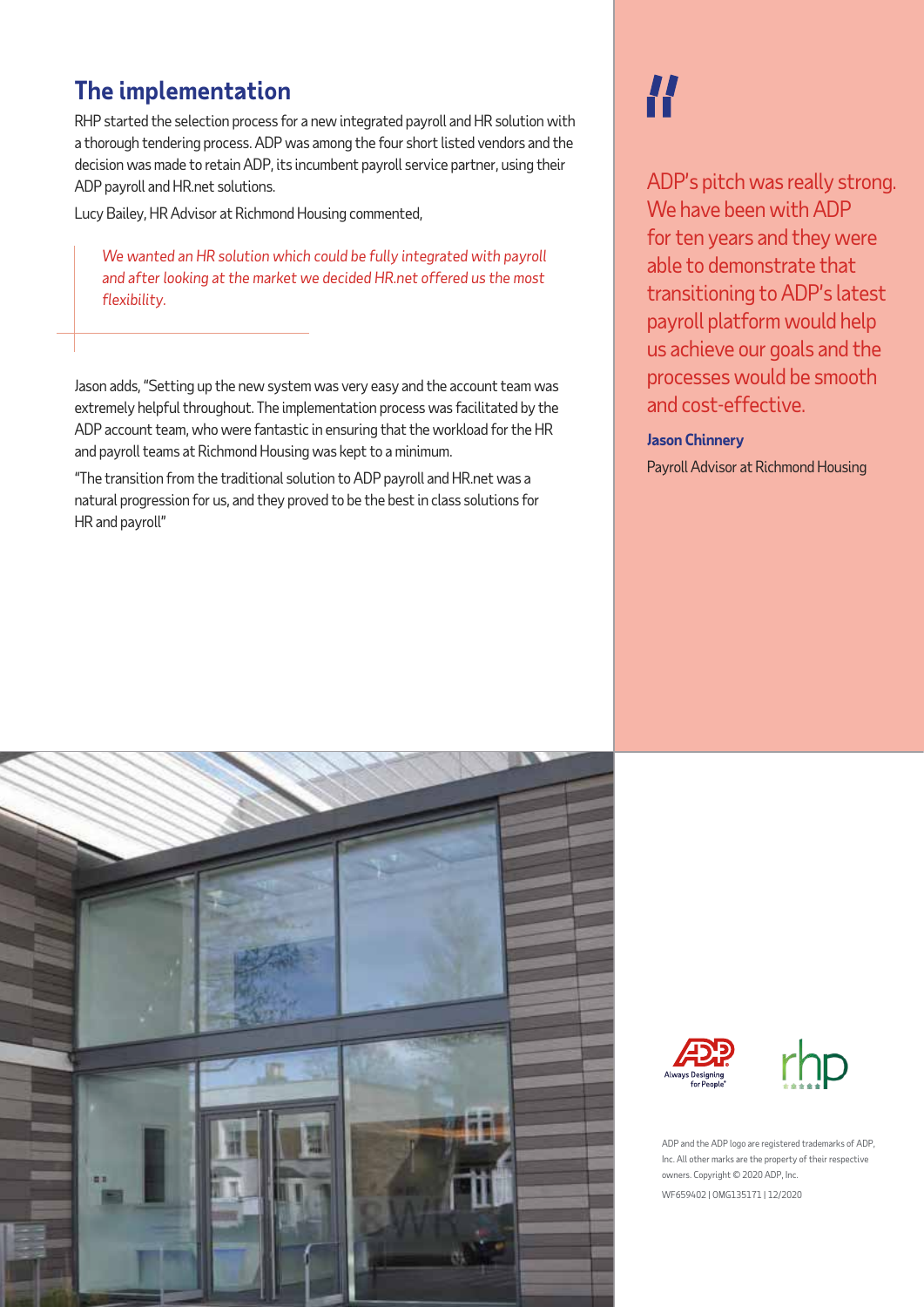## The implementation

RHP started the selection process for a new integrated payroll and HR solution with a thorough tendering process. ADP was among the four short listed vendors and the decision was made to retain ADP, its incumbent payroll service partner, using their ADP payroll and HR.net solutions.

Lucy Bailey, HR Advisor at Richmond Housing commented,

> *We wanted an HR solution which could be fully integrated with payroll and after looking at the market we decided HR.net offered us the most flexibility.*

Jason adds, "Setting up the new system was very easy and the account team was extremely helpful throughout. The implementation process was facilitated by the ADP account team, who were fantastic in ensuring that the workload for the HR and payroll teams at Richmond Housing was kept to a minimum.

"The transition from the traditional solution to ADP payroll and HR.net was a natural progression for us, and they proved to be the best in class solutions for HR and payroll"

> "ADP's pitch was really strong. We have been with ADP for ten years and they were able to demonstrate that transitioning to ADP's latest payroll platform would help us achieve our goals and the processes would be smooth and cost-effective.
>
> **Jason Chinnery**
>
> Payroll Advisor at Richmond Housing

ADP and the ADP logo are registered trademarks of ADP, Inc. All other marks are the property of their respective owners. Copyright © 2020 ADP, Inc.

WF659402 | OMG135171 | 12/2020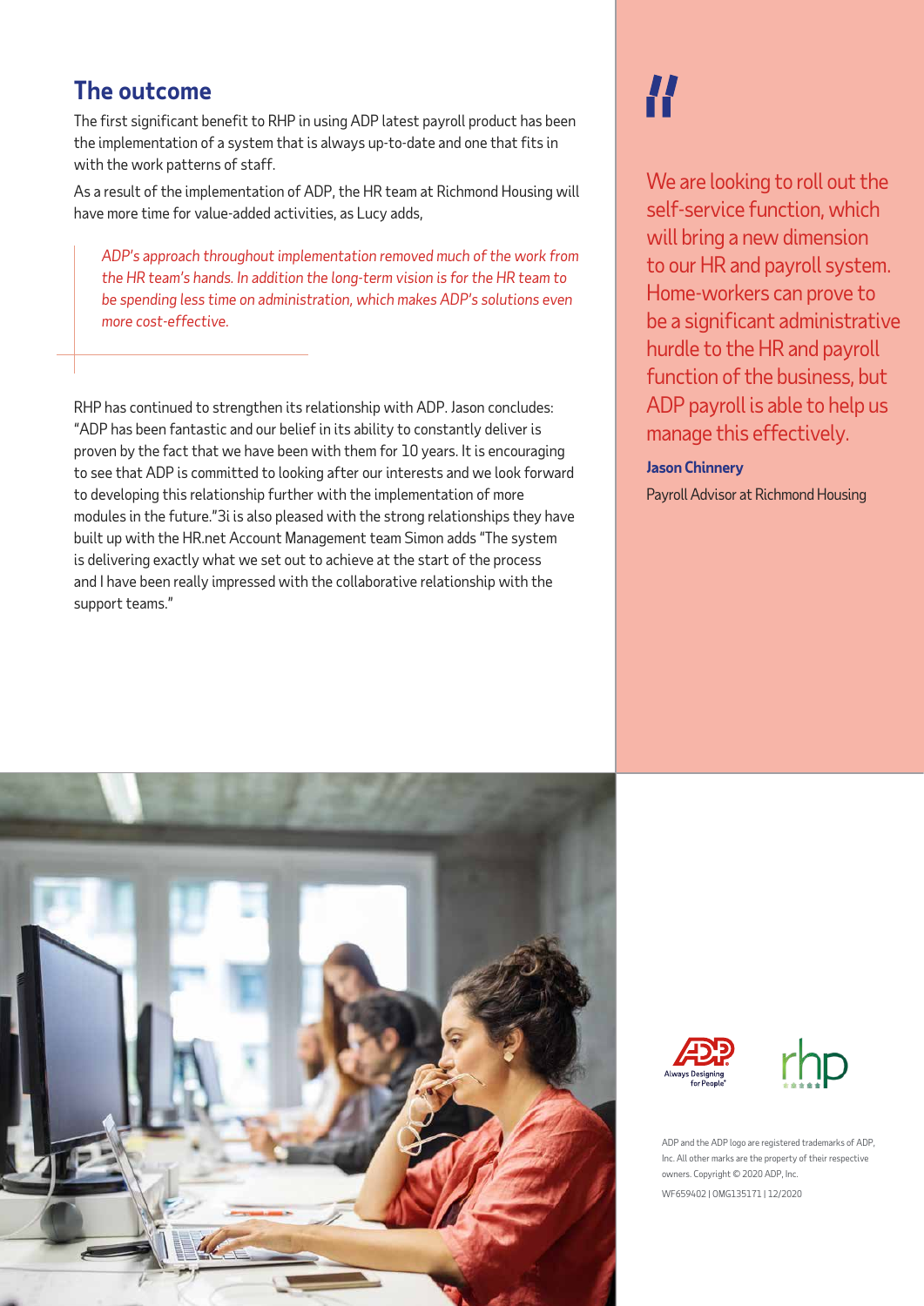## The outcome

The first significant benefit to RHP in using ADP latest payroll product has been the implementation of a system that is always up-to-date and one that fits in with the work patterns of staff.

As a result of the implementation of ADP, the HR team at Richmond Housing will have more time for value-added activities, as Lucy adds,

> *ADP's approach throughout implementation removed much of the work from the HR team's hands. In addition the long-term vision is for the HR team to be spending less time on administration, which makes ADP's solutions even more cost-effective.*

RHP has continued to strengthen its relationship with ADP. Jason concludes: "ADP has been fantastic and our belief in its ability to constantly deliver is proven by the fact that we have been with them for 10 years. It is encouraging to see that ADP is committed to looking after our interests and we look forward to developing this relationship further with the implementation of more modules in the future."3i is also pleased with the strong relationships they have built up with the HR.net Account Management team Simon adds "The system is delivering exactly what we set out to achieve at the start of the process and I have been really impressed with the collaborative relationship with the support teams."

> "We are looking to roll out the self-service function, which will bring a new dimension to our HR and payroll system. Home-workers can prove to be a significant administrative hurdle to the HR and payroll function of the business, but ADP payroll is able to help us manage this effectively.
>
> **Jason Chinnery**
>
> Payroll Advisor at Richmond Housing

ADP and the ADP logo are registered trademarks of ADP, Inc. All other marks are the property of their respective owners. Copyright © 2020 ADP, Inc.

WF659402 | OMG135171 | 12/2020